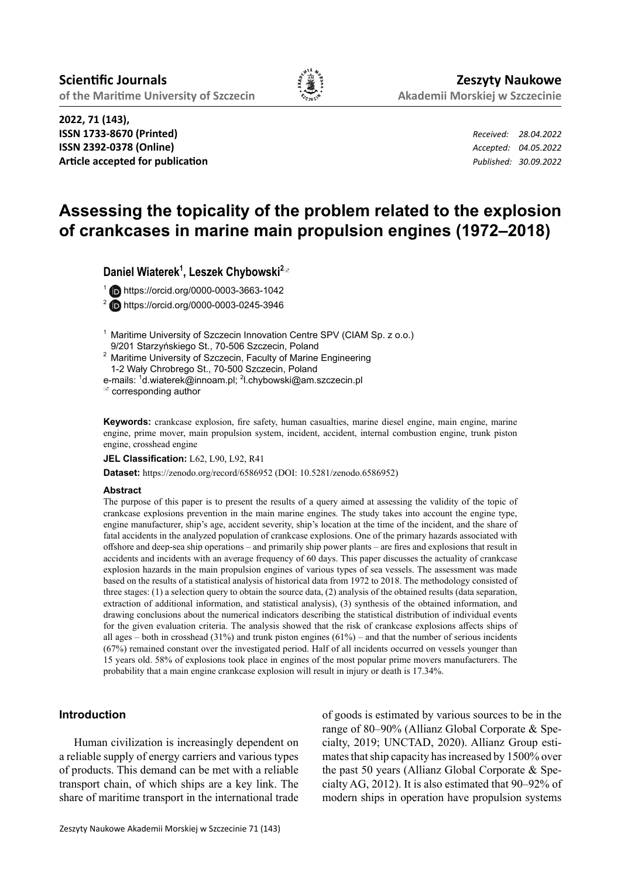**Scientific Journals**
**of the Maritime University of Szczecin**

**Zeszyty Naukowe**
**Akademii Morskiej w Szczecinie**

**2022, 71 (143),**
**ISSN 1733-8670 (Printed)**
**ISSN 2392-0378 (Online)**
**Article accepted for publication**

*Received: 28.04.2022*
*Accepted: 04.05.2022*
*Published: 30.09.2022*

# Assessing the topicality of the problem related to the explosion of crankcases in marine main propulsion engines (1972–2018)

**Daniel Wiaterek[1], Leszek Chybowski[2]**

[1] https://orcid.org/0000-0003-3663-1042
[2] https://orcid.org/0000-0003-0245-3946

[1] Maritime University of Szczecin Innovation Centre SPV (CIAM Sp. z o.o.)
9/201 Starzyńskiego St., 70-506 Szczecin, Poland
[2] Maritime University of Szczecin, Faculty of Marine Engineering
1-2 Wały Chrobrego St., 70-500 Szczecin, Poland
e-mails: [1]d.wiaterek@innoam.pl; [2]l.chybowski@am.szczecin.pl
corresponding author

**Keywords:** crankcase explosion, fire safety, human casualties, marine diesel engine, main engine, marine engine, prime mover, main propulsion system, incident, accident, internal combustion engine, trunk piston engine, crosshead engine

**JEL Classification:** L62, L90, L92, R41

**Dataset:** https://zenodo.org/record/6586952 (DOI: 10.5281/zenodo.6586952)

#### Abstract

The purpose of this paper is to present the results of a query aimed at assessing the validity of the topic of crankcase explosions prevention in the main marine engines. The study takes into account the engine type, engine manufacturer, ship's age, accident severity, ship's location at the time of the incident, and the share of fatal accidents in the analyzed population of crankcase explosions. One of the primary hazards associated with offshore and deep-sea ship operations – and primarily ship power plants – are fires and explosions that result in accidents and incidents with an average frequency of 60 days. This paper discusses the actuality of crankcase explosion hazards in the main propulsion engines of various types of sea vessels. The assessment was made based on the results of a statistical analysis of historical data from 1972 to 2018. The methodology consisted of three stages: (1) a selection query to obtain the source data, (2) analysis of the obtained results (data separation, extraction of additional information, and statistical analysis), (3) synthesis of the obtained information, and drawing conclusions about the numerical indicators describing the statistical distribution of individual events for the given evaluation criteria. The analysis showed that the risk of crankcase explosions affects ships of all ages – both in crosshead (31%) and trunk piston engines (61%) – and that the number of serious incidents (67%) remained constant over the investigated period. Half of all incidents occurred on vessels younger than 15 years old. 58% of explosions took place in engines of the most popular prime movers manufacturers. The probability that a main engine crankcase explosion will result in injury or death is 17.34%.

#### Introduction

Human civilization is increasingly dependent on a reliable supply of energy carriers and various types of products. This demand can be met with a reliable transport chain, of which ships are a key link. The share of maritime transport in the international trade of goods is estimated by various sources to be in the range of 80–90% (Allianz Global Corporate & Specialty, 2019; UNCTAD, 2020). Allianz Group estimates that ship capacity has increased by 1500% over the past 50 years (Allianz Global Corporate & Specialty AG, 2012). It is also estimated that 90–92% of modern ships in operation have propulsion systems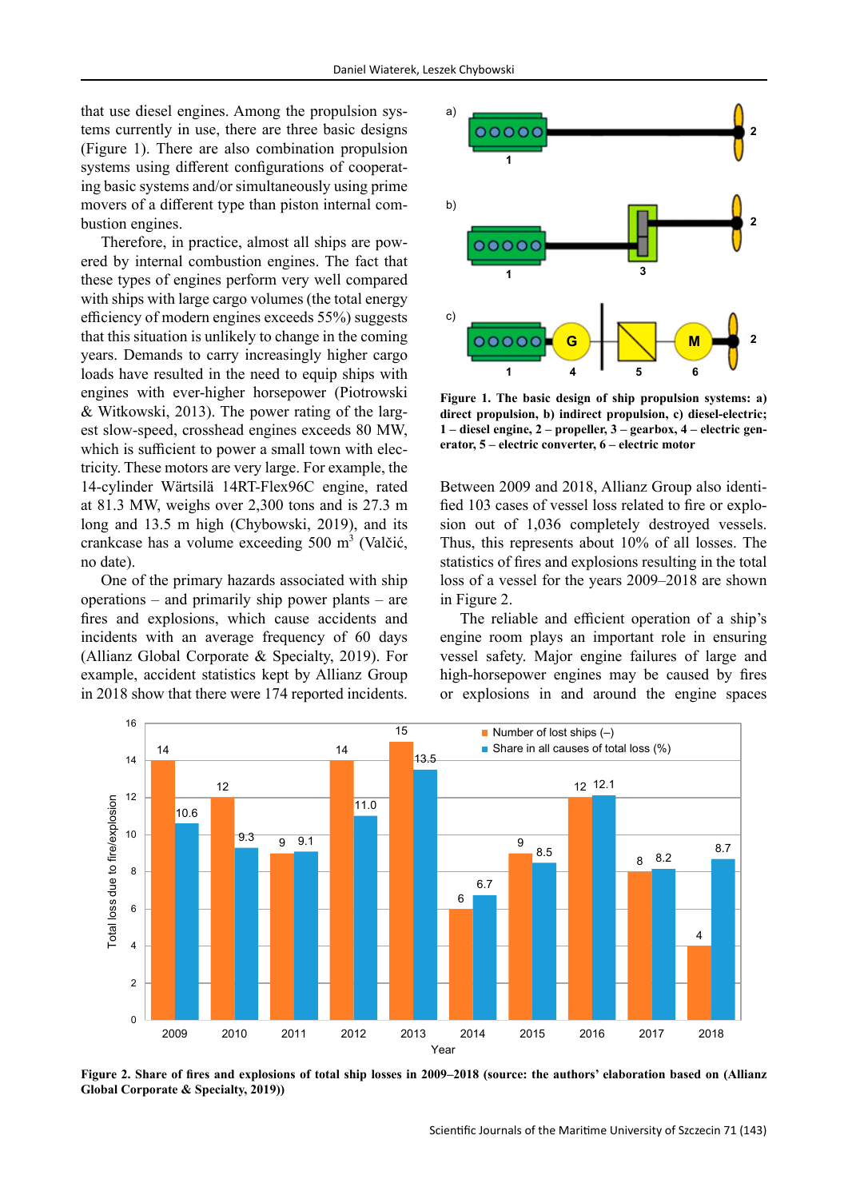that use diesel engines. Among the propulsion systems currently in use, there are three basic designs (Figure 1). There are also combination propulsion systems using different configurations of cooperating basic systems and/or simultaneously using prime movers of a different type than piston internal combustion engines.

Therefore, in practice, almost all ships are powered by internal combustion engines. The fact that these types of engines perform very well compared with ships with large cargo volumes (the total energy efficiency of modern engines exceeds 55%) suggests that this situation is unlikely to change in the coming years. Demands to carry increasingly higher cargo loads have resulted in the need to equip ships with engines with ever-higher horsepower (Piotrowski & Witkowski, 2013). The power rating of the largest slow-speed, crosshead engines exceeds 80 MW, which is sufficient to power a small town with electricity. These motors are very large. For example, the 14-cylinder Wärtsilä 14RT-Flex96C engine, rated at 81.3 MW, weighs over 2,300 tons and is 27.3 m long and 13.5 m high (Chybowski, 2019), and its crankcase has a volume exceeding 500 m$^3$ (Valčić, no date).

One of the primary hazards associated with ship operations – and primarily ship power plants – are fires and explosions, which cause accidents and incidents with an average frequency of 60 days (Allianz Global Corporate & Specialty, 2019). For example, accident statistics kept by Allianz Group in 2018 show that there were 174 reported incidents.

**Figure 1. The basic design of ship propulsion systems: a) direct propulsion, b) indirect propulsion, c) diesel-electric; 1 – diesel engine, 2 – propeller, 3 – gearbox, 4 – electric generator, 5 – electric converter, 6 – electric motor**

Between 2009 and 2018, Allianz Group also identified 103 cases of vessel loss related to fire or explosion out of 1,036 completely destroyed vessels. Thus, this represents about 10% of all losses. The statistics of fires and explosions resulting in the total loss of a vessel for the years 2009–2018 are shown in Figure 2.

The reliable and efficient operation of a ship's engine room plays an important role in ensuring vessel safety. Major engine failures of large and high-horsepower engines may be caused by fires or explosions in and around the engine spaces

| Year | Number of lost ships (–) | Share in all causes of total loss (%) |
|---|---|---|
| 2009 | 14 | 10.6 |
| 2010 | 12 | 9.3 |
| 2011 | 9 | 9.1 |
| 2012 | 14 | 11.0 |
| 2013 | 15 | 13.5 |
| 2014 | 6 | 6.7 |
| 2015 | 9 | 8.5 |
| 2016 | 12 | 12.1 |
| 2017 | 8 | 8.2 |
| 2018 | 4 | 8.7 |

**Figure 2. Share of fires and explosions of total ship losses in 2009–2018 (source: the authors' elaboration based on (Allianz Global Corporate & Specialty, 2019))**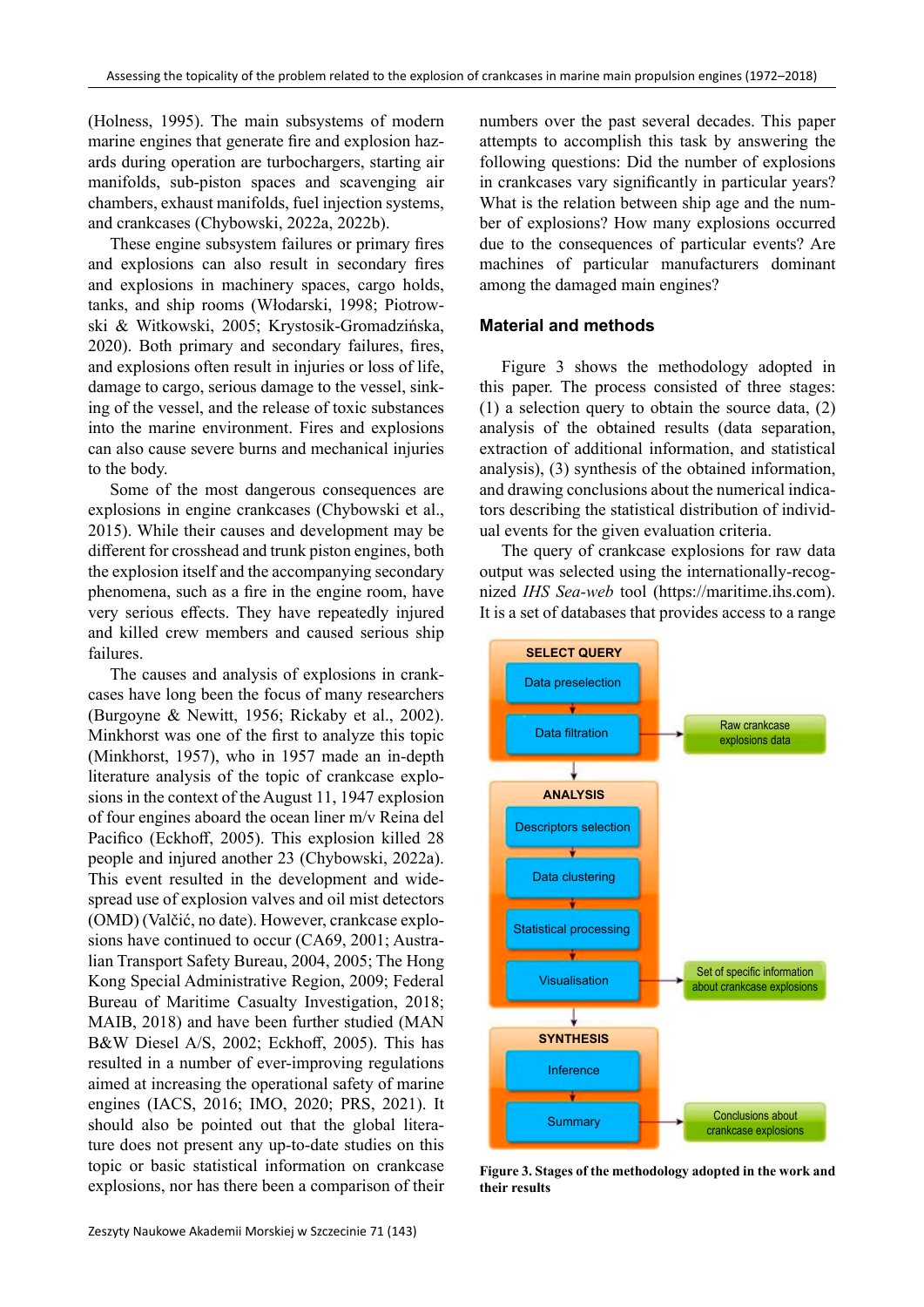(Holness, 1995). The main subsystems of modern marine engines that generate fire and explosion hazards during operation are turbochargers, starting air manifolds, sub-piston spaces and scavenging air chambers, exhaust manifolds, fuel injection systems, and crankcases (Chybowski, 2022a, 2022b).

These engine subsystem failures or primary fires and explosions can also result in secondary fires and explosions in machinery spaces, cargo holds, tanks, and ship rooms (Włodarski, 1998; Piotrowski & Witkowski, 2005; Krystosik-Gromadzińska, 2020). Both primary and secondary failures, fires, and explosions often result in injuries or loss of life, damage to cargo, serious damage to the vessel, sinking of the vessel, and the release of toxic substances into the marine environment. Fires and explosions can also cause severe burns and mechanical injuries to the body.

Some of the most dangerous consequences are explosions in engine crankcases (Chybowski et al., 2015). While their causes and development may be different for crosshead and trunk piston engines, both the explosion itself and the accompanying secondary phenomena, such as a fire in the engine room, have very serious effects. They have repeatedly injured and killed crew members and caused serious ship failures.

The causes and analysis of explosions in crankcases have long been the focus of many researchers (Burgoyne & Newitt, 1956; Rickaby et al., 2002). Minkhorst was one of the first to analyze this topic (Minkhorst, 1957), who in 1957 made an in-depth literature analysis of the topic of crankcase explosions in the context of the August 11, 1947 explosion of four engines aboard the ocean liner m/v Reina del Pacifico (Eckhoff, 2005). This explosion killed 28 people and injured another 23 (Chybowski, 2022a). This event resulted in the development and widespread use of explosion valves and oil mist detectors (OMD) (Valčić, no date). However, crankcase explosions have continued to occur (CA69, 2001; Australian Transport Safety Bureau, 2004, 2005; The Hong Kong Special Administrative Region, 2009; Federal Bureau of Maritime Casualty Investigation, 2018; MAIB, 2018) and have been further studied (MAN B&W Diesel A/S, 2002; Eckhoff, 2005). This has resulted in a number of ever-improving regulations aimed at increasing the operational safety of marine engines (IACS, 2016; IMO, 2020; PRS, 2021). It should also be pointed out that the global literature does not present any up-to-date studies on this topic or basic statistical information on crankcase explosions, nor has there been a comparison of their numbers over the past several decades. This paper attempts to accomplish this task by answering the following questions: Did the number of explosions in crankcases vary significantly in particular years? What is the relation between ship age and the number of explosions? How many explosions occurred due to the consequences of particular events? Are machines of particular manufacturers dominant among the damaged main engines?

## Material and methods

Figure 3 shows the methodology adopted in this paper. The process consisted of three stages: (1) a selection query to obtain the source data, (2) analysis of the obtained results (data separation, extraction of additional information, and statistical analysis), (3) synthesis of the obtained information, and drawing conclusions about the numerical indicators describing the statistical distribution of individual events for the given evaluation criteria.

The query of crankcase explosions for raw data output was selected using the internationally-recognized *IHS Sea-web* tool (https://maritime.ihs.com). It is a set of databases that provides access to a range

SELECT QUERY: Data preselection → Data filtration → Raw crankcase explosions data

ANALYSIS: Descriptors selection → Data clustering → Statistical processing → Visualisation → Set of specific information about crankcase explosions

SYNTHESIS: Inference → Summary → Conclusions about crankcase explosions

**Figure 3. Stages of the methodology adopted in the work and their results**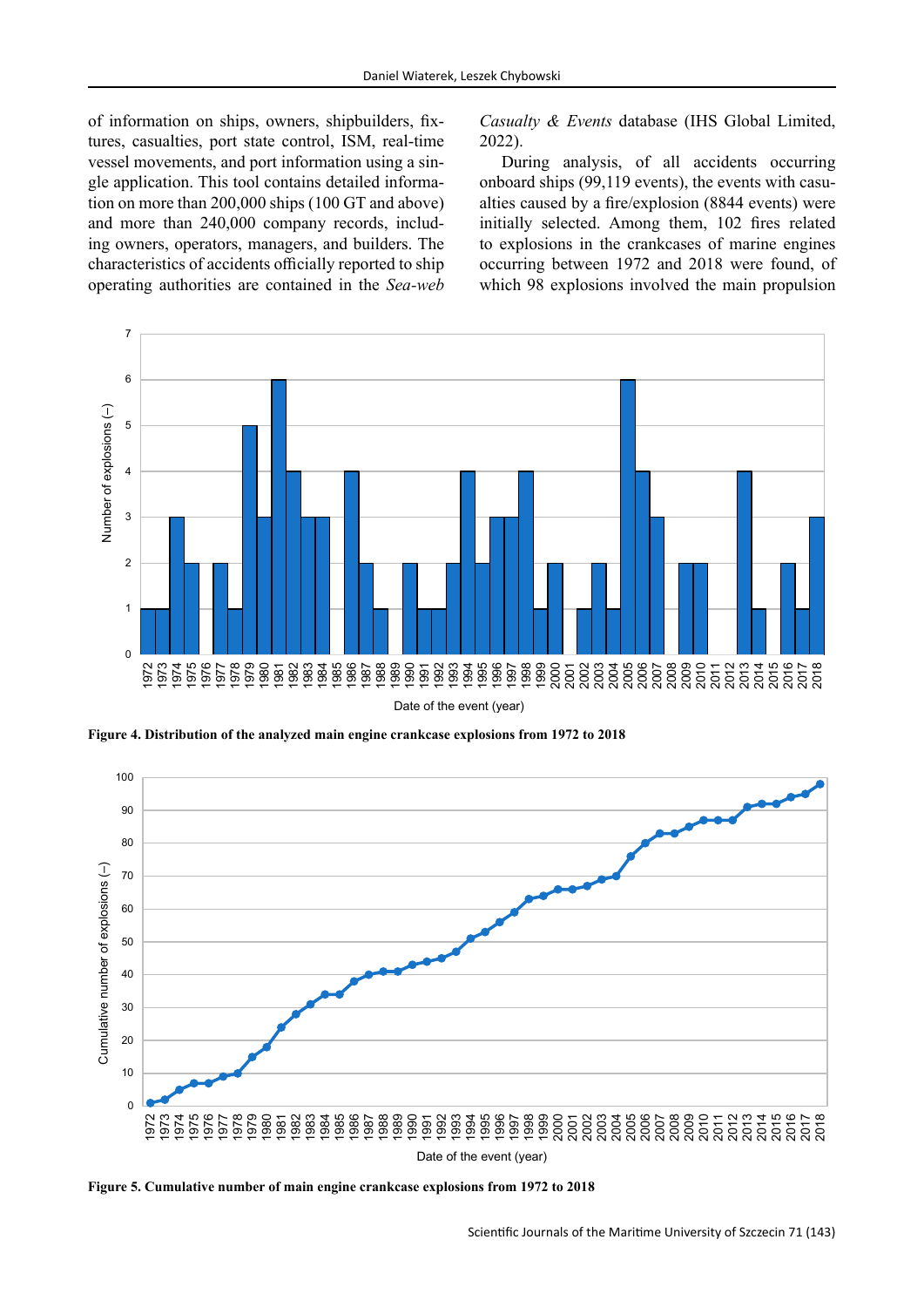of information on ships, owners, shipbuilders, fixtures, casualties, port state control, ISM, real-time vessel movements, and port information using a single application. This tool contains detailed information on more than 200,000 ships (100 GT and above) and more than 240,000 company records, including owners, operators, managers, and builders. The characteristics of accidents officially reported to ship operating authorities are contained in the *Sea-web Casualty & Events* database (IHS Global Limited, 2022).

During analysis, of all accidents occurring onboard ships (99,119 events), the events with casualties caused by a fire/explosion (8844 events) were initially selected. Among them, 102 fires related to explosions in the crankcases of marine engines occurring between 1972 and 2018 were found, of which 98 explosions involved the main propulsion

**Figure 4. Distribution of the analyzed main engine crankcase explosions from 1972 to 2018**

**Figure 5. Cumulative number of main engine crankcase explosions from 1972 to 2018**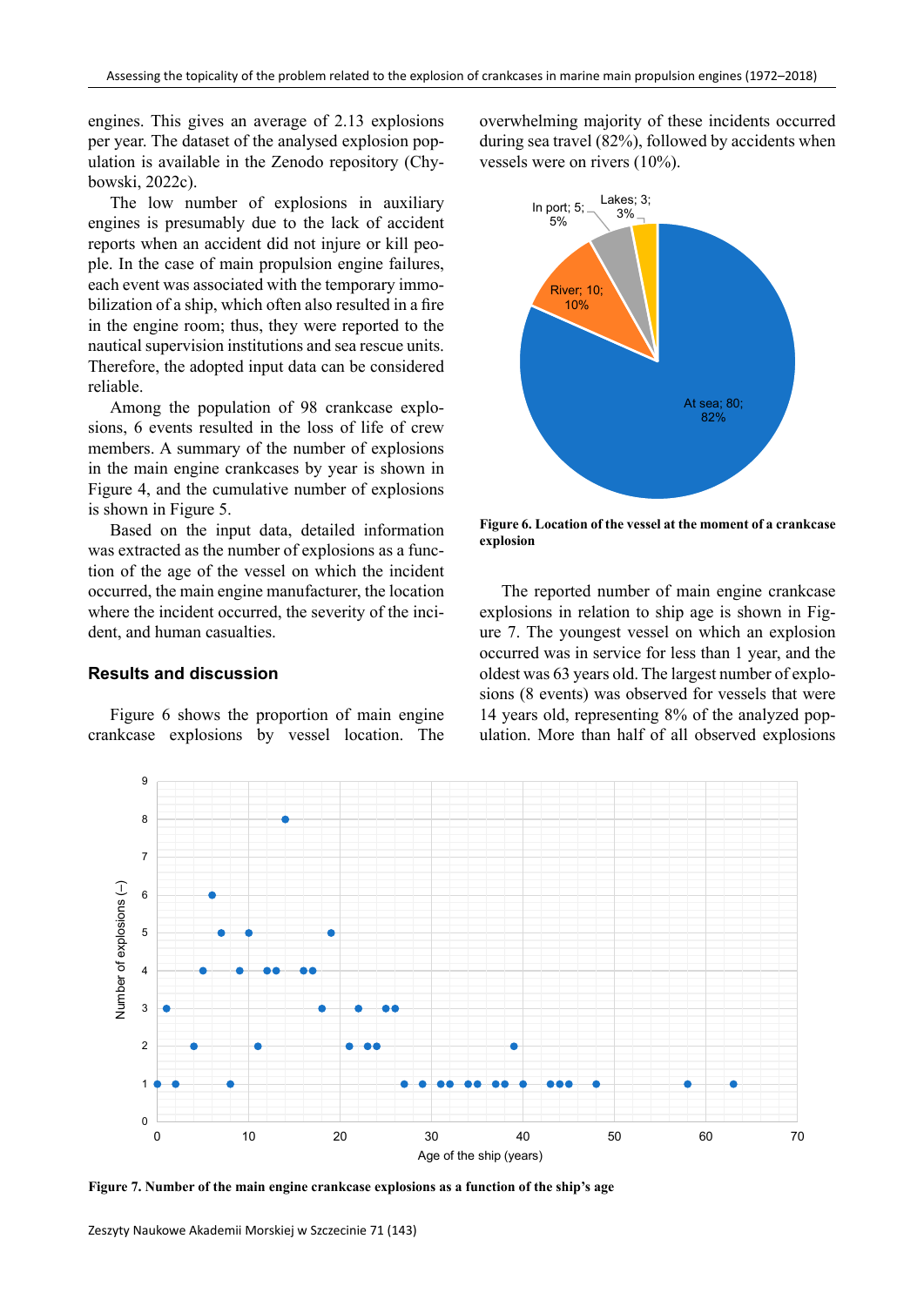engines. This gives an average of 2.13 explosions per year. The dataset of the analysed explosion population is available in the Zenodo repository (Chybowski, 2022c).

The low number of explosions in auxiliary engines is presumably due to the lack of accident reports when an accident did not injure or kill people. In the case of main propulsion engine failures, each event was associated with the temporary immobilization of a ship, which often also resulted in a fire in the engine room; thus, they were reported to the nautical supervision institutions and sea rescue units. Therefore, the adopted input data can be considered reliable.

Among the population of 98 crankcase explosions, 6 events resulted in the loss of life of crew members. A summary of the number of explosions in the main engine crankcases by year is shown in Figure 4, and the cumulative number of explosions is shown in Figure 5.

Based on the input data, detailed information was extracted as the number of explosions as a function of the age of the vessel on which the incident occurred, the main engine manufacturer, the location where the incident occurred, the severity of the incident, and human casualties.

## Results and discussion

Figure 6 shows the proportion of main engine crankcase explosions by vessel location. The overwhelming majority of these incidents occurred during sea travel (82%), followed by accidents when vessels were on rivers (10%).

**Figure 6. Location of the vessel at the moment of a crankcase explosion**

The reported number of main engine crankcase explosions in relation to ship age is shown in Figure 7. The youngest vessel on which an explosion occurred was in service for less than 1 year, and the oldest was 63 years old. The largest number of explosions (8 events) was observed for vessels that were 14 years old, representing 8% of the analyzed population. More than half of all observed explosions

**Figure 7. Number of the main engine crankcase explosions as a function of the ship's age**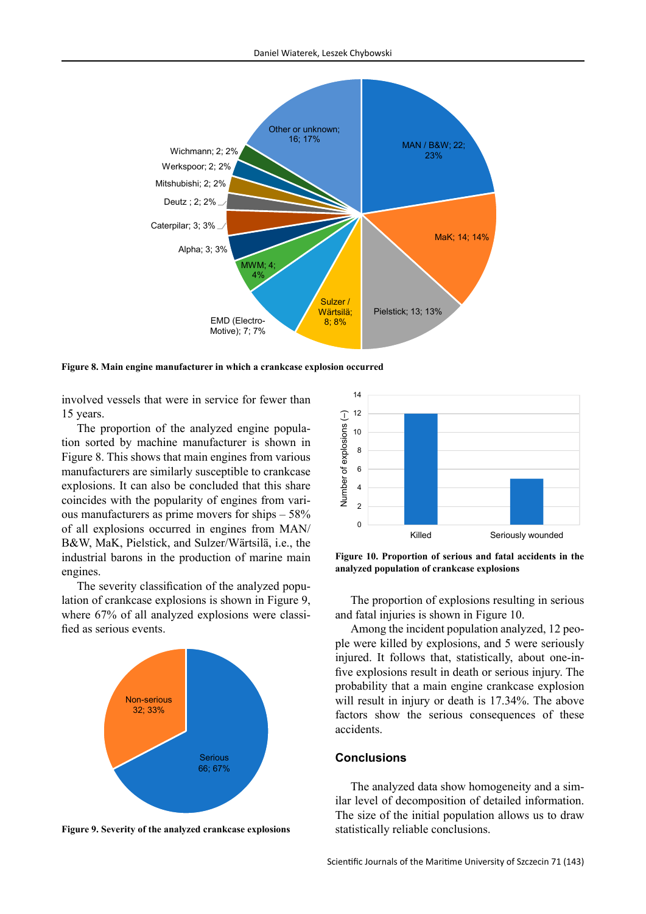Figure 8. Main engine manufacturer in which a crankcase explosion occurred

involved vessels that were in service for fewer than 15 years.

The proportion of the analyzed engine population sorted by machine manufacturer is shown in Figure 8. This shows that main engines from various manufacturers are similarly susceptible to crankcase explosions. It can also be concluded that this share coincides with the popularity of engines from various manufacturers as prime movers for ships – 58% of all explosions occurred in engines from MAN/B&W, MaK, Pielstick, and Sulzer/Wärtsilä, i.e., the industrial barons in the production of marine main engines.

The severity classification of the analyzed population of crankcase explosions is shown in Figure 9, where 67% of all analyzed explosions were classified as serious events.

Figure 9. Severity of the analyzed crankcase explosions

Figure 10. Proportion of serious and fatal accidents in the analyzed population of crankcase explosions

The proportion of explosions resulting in serious and fatal injuries is shown in Figure 10.

Among the incident population analyzed, 12 people were killed by explosions, and 5 were seriously injured. It follows that, statistically, about one-in-five explosions result in death or serious injury. The probability that a main engine crankcase explosion will result in injury or death is 17.34%. The above factors show the serious consequences of these accidents.

## Conclusions

The analyzed data show homogeneity and a similar level of decomposition of detailed information. The size of the initial population allows us to draw statistically reliable conclusions.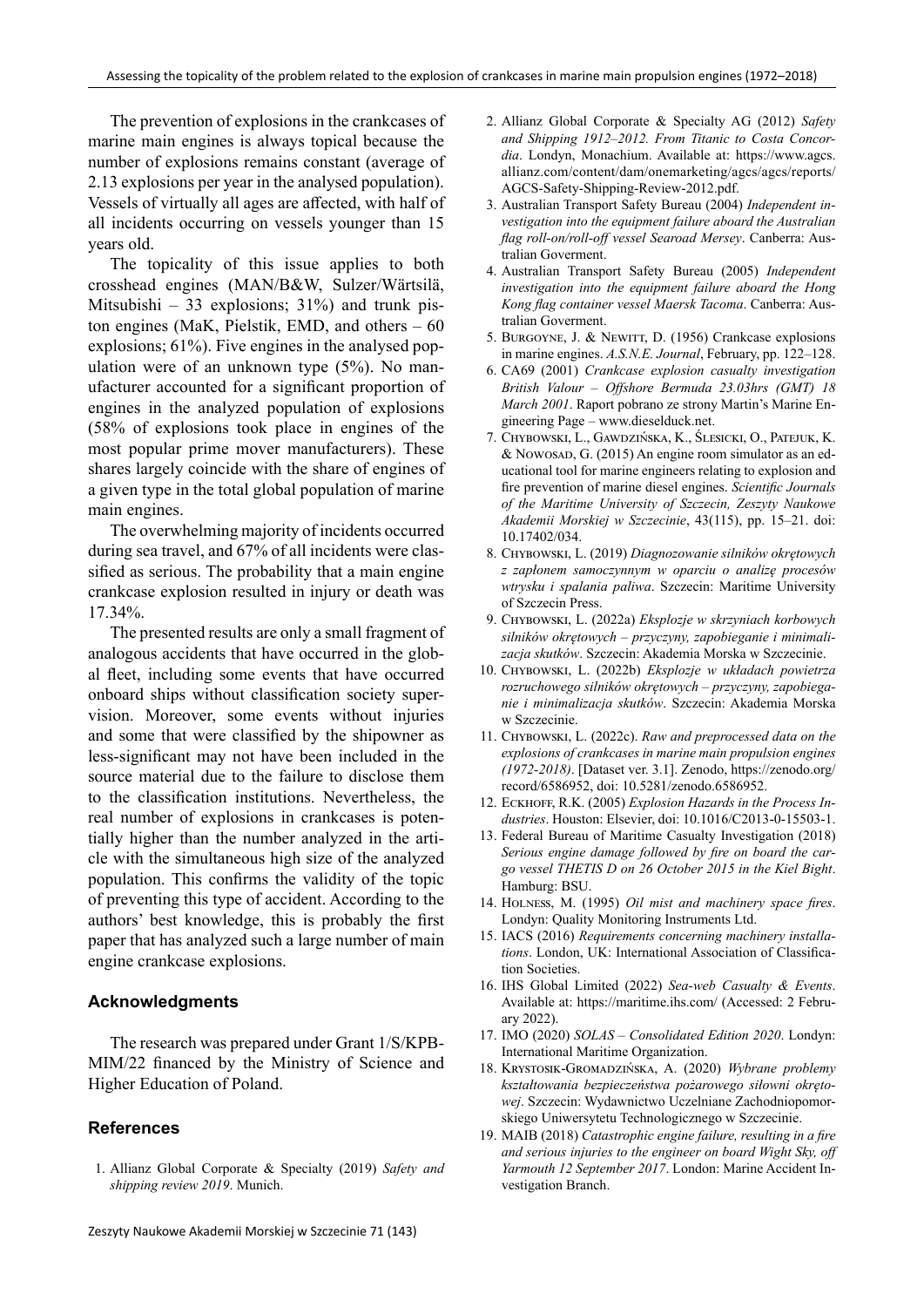The prevention of explosions in the crankcases of marine main engines is always topical because the number of explosions remains constant (average of 2.13 explosions per year in the analysed population). Vessels of virtually all ages are affected, with half of all incidents occurring on vessels younger than 15 years old.

The topicality of this issue applies to both crosshead engines (MAN/B&W, Sulzer/Wärtsilä, Mitsubishi – 33 explosions; 31%) and trunk piston engines (MaK, Pielstik, EMD, and others – 60 explosions; 61%). Five engines in the analysed population were of an unknown type (5%). No manufacturer accounted for a significant proportion of engines in the analyzed population of explosions (58% of explosions took place in engines of the most popular prime mover manufacturers). These shares largely coincide with the share of engines of a given type in the total global population of marine main engines.

The overwhelming majority of incidents occurred during sea travel, and 67% of all incidents were classified as serious. The probability that a main engine crankcase explosion resulted in injury or death was 17.34%.

The presented results are only a small fragment of analogous accidents that have occurred in the global fleet, including some events that have occurred onboard ships without classification society supervision. Moreover, some events without injuries and some that were classified by the shipowner as less-significant may not have been included in the source material due to the failure to disclose them to the classification institutions. Nevertheless, the real number of explosions in crankcases is potentially higher than the number analyzed in the article with the simultaneous high size of the analyzed population. This confirms the validity of the topic of preventing this type of accident. According to the authors' best knowledge, this is probably the first paper that has analyzed such a large number of main engine crankcase explosions.

## Acknowledgments

The research was prepared under Grant 1/S/KPB-MIM/22 financed by the Ministry of Science and Higher Education of Poland.

## References

1. Allianz Global Corporate & Specialty (2019) *Safety and shipping review 2019*. Munich.
2. Allianz Global Corporate & Specialty AG (2012) *Safety and Shipping 1912–2012. From Titanic to Costa Concordia*. Londyn, Monachium. Available at: https://www.agcs.allianz.com/content/dam/onemarketing/agcs/agcs/reports/AGCS-Safety-Shipping-Review-2012.pdf.
3. Australian Transport Safety Bureau (2004) *Independent investigation into the equipment failure aboard the Australian flag roll-on/roll-off vessel Searoad Mersey*. Canberra: Australian Goverment.
4. Australian Transport Safety Bureau (2005) *Independent investigation into the equipment failure aboard the Hong Kong flag container vessel Maersk Tacoma*. Canberra: Australian Goverment.
5. Burgoyne, J. & Newitt, D. (1956) Crankcase explosions in marine engines. *A.S.N.E. Journal*, February, pp. 122–128.
6. CA69 (2001) *Crankcase explosion casualty investigation British Valour – Offshore Bermuda 23.03hrs (GMT) 18 March 2001*. Raport pobrano ze strony Martin's Marine Engineering Page – www.dieselduck.net.
7. Chybowski, L., Gawdzińska, K., Ślesicki, O., Patejuk, K. & Nowosad, G. (2015) An engine room simulator as an educational tool for marine engineers relating to explosion and fire prevention of marine diesel engines. *Scientific Journals of the Maritime University of Szczecin, Zeszyty Naukowe Akademii Morskiej w Szczecinie*, 43(115), pp. 15–21. doi: 10.17402/034.
8. Chybowski, L. (2019) *Diagnozowanie silników okrętowych z zapłonem samoczynnym w oparciu o analizę procesów wtrysku i spalania paliwa*. Szczecin: Maritime University of Szczecin Press.
9. Chybowski, L. (2022a) *Eksplozje w skrzyniach korbowych silników okrętowych – przyczyny, zapobieganie i minimalizacja skutków*. Szczecin: Akademia Morska w Szczecinie.
10. Chybowski, L. (2022b) *Eksplozje w układach powietrza rozruchowego silników okrętowych – przyczyny, zapobieganie i minimalizacja skutków*. Szczecin: Akademia Morska w Szczecinie.
11. Chybowski, L. (2022c). *Raw and preprocessed data on the explosions of crankcases in marine main propulsion engines (1972-2018)*. [Dataset ver. 3.1]. Zenodo, https://zenodo.org/record/6586952, doi: 10.5281/zenodo.6586952.
12. Eckhoff, R.K. (2005) *Explosion Hazards in the Process Industries*. Houston: Elsevier, doi: 10.1016/C2013-0-15503-1.
13. Federal Bureau of Maritime Casualty Investigation (2018) *Serious engine damage followed by fire on board the cargo vessel THETIS D on 26 October 2015 in the Kiel Bight*. Hamburg: BSU.
14. Holness, M. (1995) *Oil mist and machinery space fires*. Londyn: Quality Monitoring Instruments Ltd.
15. IACS (2016) *Requirements concerning machinery installations*. London, UK: International Association of Classification Societies.
16. IHS Global Limited (2022) *Sea-web Casualty & Events*. Available at: https://maritime.ihs.com/ (Accessed: 2 February 2022).
17. IMO (2020) *SOLAS – Consolidated Edition 2020*. Londyn: International Maritime Organization.
18. Krystosik-Gromadzińska, A. (2020) *Wybrane problemy kształtowania bezpieczeństwa pożarowego siłowni okrętowej*. Szczecin: Wydawnictwo Uczelniane Zachodniopomorskiego Uniwersytetu Technologicznego w Szczecinie.
19. MAIB (2018) *Catastrophic engine failure, resulting in a fire and serious injuries to the engineer on board Wight Sky, off Yarmouth 12 September 2017*. London: Marine Accident Investigation Branch.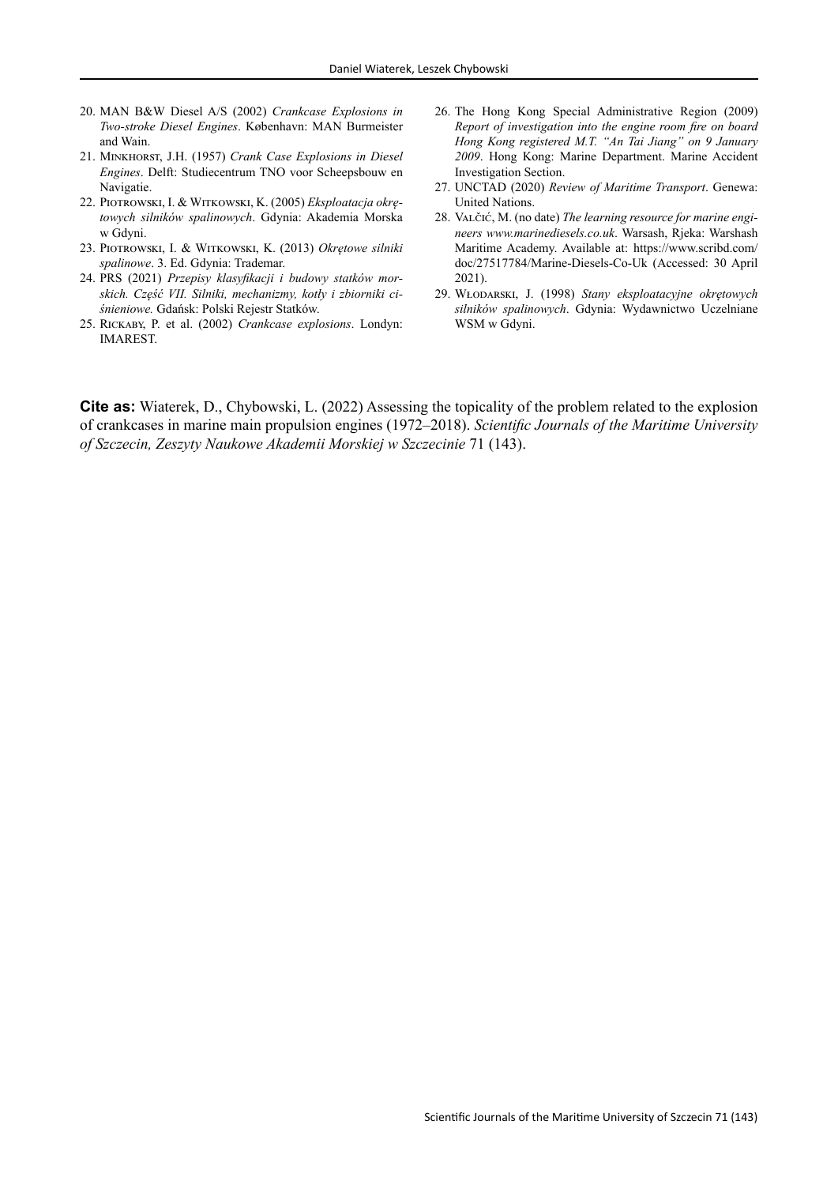20. MAN B&W Diesel A/S (2002) *Crankcase Explosions in Two-stroke Diesel Engines*. København: MAN Burmeister and Wain.
21. Minkhorst, J.H. (1957) *Crank Case Explosions in Diesel Engines*. Delft: Studiecentrum TNO voor Scheepsbouw en Navigatie.
22. Piotrowski, I. & Witkowski, K. (2005) *Eksploatacja okrętowych silników spalinowych*. Gdynia: Akademia Morska w Gdyni.
23. Piotrowski, I. & Witkowski, K. (2013) *Okrętowe silniki spalinowe*. 3. Ed. Gdynia: Trademar.
24. PRS (2021) *Przepisy klasyfikacji i budowy statków morskich. Część VII. Silniki, mechanizmy, kotły i zbiorniki ciśnieniowe.* Gdańsk: Polski Rejestr Statków.
25. Rickaby, P. et al. (2002) *Crankcase explosions*. Londyn: IMAREST.
26. The Hong Kong Special Administrative Region (2009) *Report of investigation into the engine room fire on board Hong Kong registered M.T. "An Tai Jiang" on 9 January 2009*. Hong Kong: Marine Department. Marine Accident Investigation Section.
27. UNCTAD (2020) *Review of Maritime Transport*. Genewa: United Nations.
28. Valčić, M. (no date) *The learning resource for marine engineers www.marinediesels.co.uk*. Warsash, Rjeka: Warshash Maritime Academy. Available at: https://www.scribd.com/doc/27517784/Marine-Diesels-Co-Uk (Accessed: 30 April 2021).
29. Włodarski, J. (1998) *Stany eksploatacyjne okrętowych silników spalinowych*. Gdynia: Wydawnictwo Uczelniane WSM w Gdyni.

**Cite as:** Wiaterek, D., Chybowski, L. (2022) Assessing the topicality of the problem related to the explosion of crankcases in marine main propulsion engines (1972–2018). *Scientific Journals of the Maritime University of Szczecin, Zeszyty Naukowe Akademii Morskiej w Szczecinie* 71 (143).